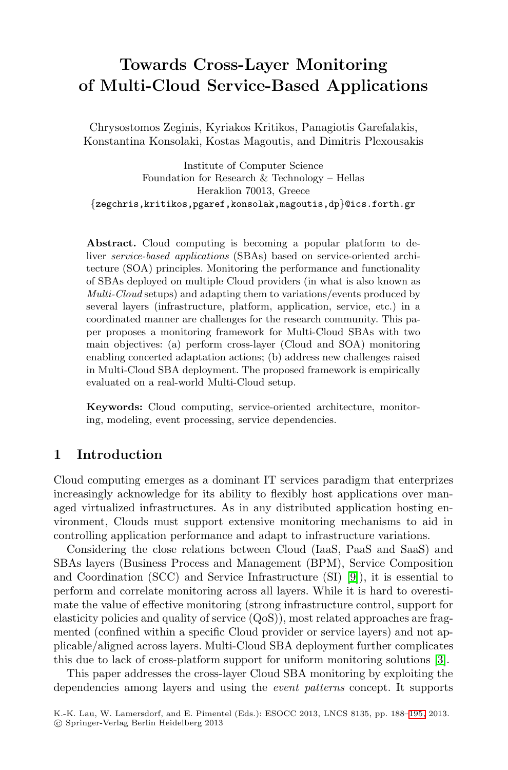# Towards Cross-Layer Monitoring of Multi-Cloud Service-Based Applications

Chrysostomos Zeginis, Kyriakos Kritikos, Panagiotis Garefalakis, Konstantina Konsolaki, Kostas Magoutis, and Dimitris Plexousakis

Institute of Computer Science
Foundation for Research & Technology – Hellas
Heraklion 70013, Greece
{zegchris,kritikos,pgaref,konsolak,magoutis,dp}@ics.forth.gr

**Abstract.** Cloud computing is becoming a popular platform to deliver *service-based applications* (SBAs) based on service-oriented architecture (SOA) principles. Monitoring the performance and functionality of SBAs deployed on multiple Cloud providers (in what is also known as *Multi-Cloud* setups) and adapting them to variations/events produced by several layers (infrastructure, platform, application, service, etc.) in a coordinated manner are challenges for the research community. This paper proposes a monitoring framework for Multi-Cloud SBAs with two main objectives: (a) perform cross-layer (Cloud and SOA) monitoring enabling concerted adaptation actions; (b) address new challenges raised in Multi-Cloud SBA deployment. The proposed framework is empirically evaluated on a real-world Multi-Cloud setup.

**Keywords:** Cloud computing, service-oriented architecture, monitoring, modeling, event processing, service dependencies.

## 1 Introduction

Cloud computing emerges as a dominant IT services paradigm that enterprizes increasingly acknowledge for its ability to flexibly host applications over managed virtualized infrastructures. As in any distributed application hosting environment, Clouds must support extensive monitoring mechanisms to aid in controlling application performance and adapt to infrastructure variations.

Considering the close relations between Cloud (IaaS, PaaS and SaaS) and SBAs layers (Business Process and Management (BPM), Service Composition and Coordination (SCC) and Service Infrastructure (SI) [9]), it is essential to perform and correlate monitoring across all layers. While it is hard to overestimate the value of effective monitoring (strong infrastructure control, support for elasticity policies and quality of service (QoS)), most related approaches are fragmented (confined within a specific Cloud provider or service layers) and not applicable/aligned across layers. Multi-Cloud SBA deployment further complicates this due to lack of cross-platform support for uniform monitoring solutions [3].

This paper addresses the cross-layer Cloud SBA monitoring by exploiting the dependencies among layers and using the *event patterns* concept. It supports

K.-K. Lau, W. Lamersdorf, and E. Pimentel (Eds.): ESOCC 2013, LNCS 8135, pp. 188–195, 2013.
© Springer-Verlag Berlin Heidelberg 2013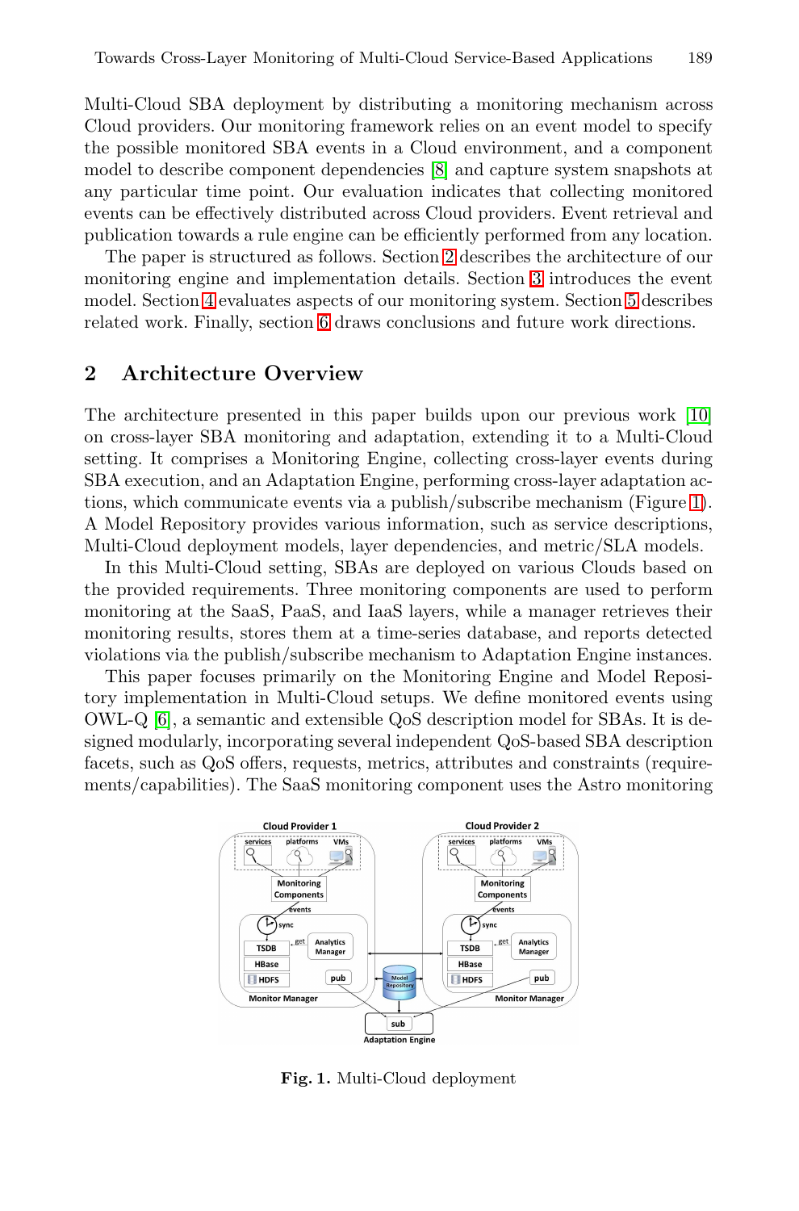Multi-Cloud SBA deployment by distributing a monitoring mechanism across Cloud providers. Our monitoring framework relies on an event model to specify the possible monitored SBA events in a Cloud environment, and a component model to describe component dependencies [8] and capture system snapshots at any particular time point. Our evaluation indicates that collecting monitored events can be effectively distributed across Cloud providers. Event retrieval and publication towards a rule engine can be efficiently performed from any location.

The paper is structured as follows. Section 2 describes the architecture of our monitoring engine and implementation details. Section 3 introduces the event model. Section 4 evaluates aspects of our monitoring system. Section 5 describes related work. Finally, section 6 draws conclusions and future work directions.

## 2 Architecture Overview

The architecture presented in this paper builds upon our previous work [10] on cross-layer SBA monitoring and adaptation, extending it to a Multi-Cloud setting. It comprises a Monitoring Engine, collecting cross-layer events during SBA execution, and an Adaptation Engine, performing cross-layer adaptation actions, which communicate events via a publish/subscribe mechanism (Figure 1). A Model Repository provides various information, such as service descriptions, Multi-Cloud deployment models, layer dependencies, and metric/SLA models.

In this Multi-Cloud setting, SBAs are deployed on various Clouds based on the provided requirements. Three monitoring components are used to perform monitoring at the SaaS, PaaS, and IaaS layers, while a manager retrieves their monitoring results, stores them at a time-series database, and reports detected violations via the publish/subscribe mechanism to Adaptation Engine instances.

This paper focuses primarily on the Monitoring Engine and Model Repository implementation in Multi-Cloud setups. We define monitored events using OWL-Q [6], a semantic and extensible QoS description model for SBAs. It is designed modularly, incorporating several independent QoS-based SBA description facets, such as QoS offers, requests, metrics, attributes and constraints (requirements/capabilities). The SaaS monitoring component uses the Astro monitoring

**Fig. 1.** Multi-Cloud deployment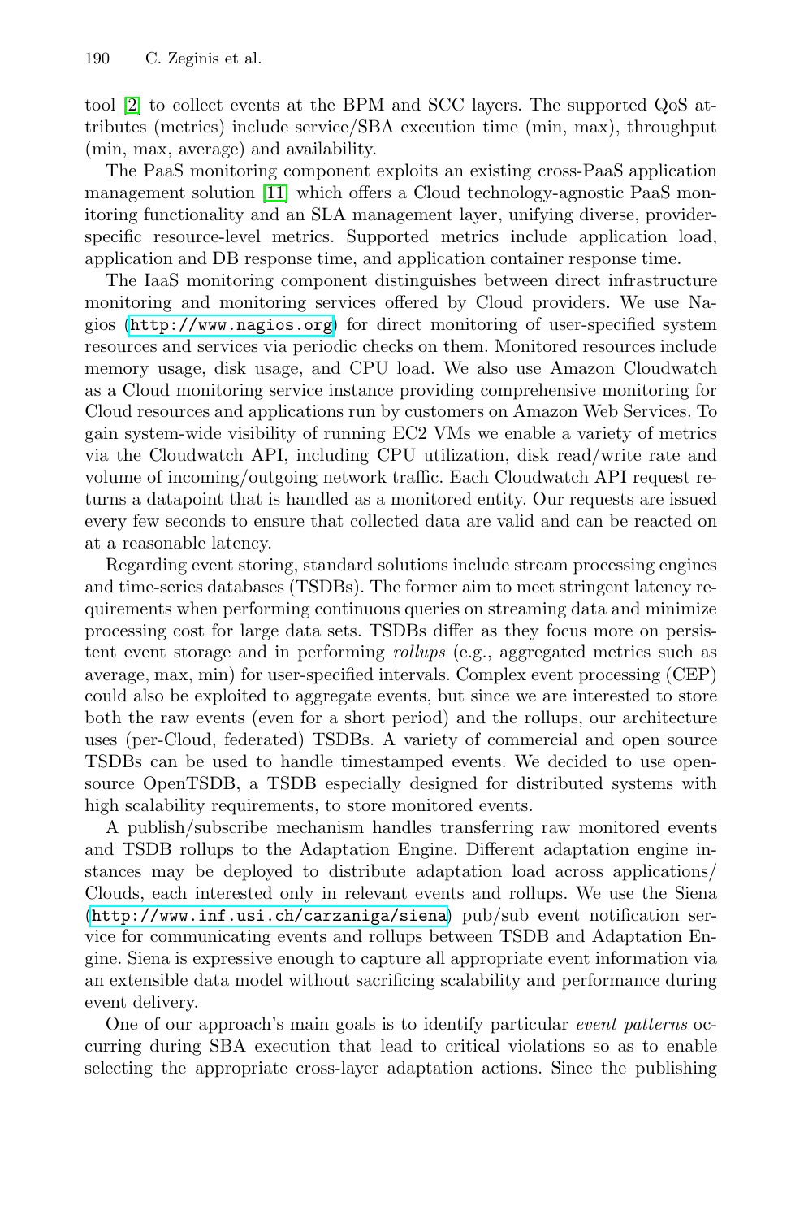tool [2] to collect events at the BPM and SCC layers. The supported QoS attributes (metrics) include service/SBA execution time (min, max), throughput (min, max, average) and availability.

The PaaS monitoring component exploits an existing cross-PaaS application management solution [11] which offers a Cloud technology-agnostic PaaS monitoring functionality and an SLA management layer, unifying diverse, provider-specific resource-level metrics. Supported metrics include application load, application and DB response time, and application container response time.

The IaaS monitoring component distinguishes between direct infrastructure monitoring and monitoring services offered by Cloud providers. We use Nagios (`http://www.nagios.org`) for direct monitoring of user-specified system resources and services via periodic checks on them. Monitored resources include memory usage, disk usage, and CPU load. We also use Amazon Cloudwatch as a Cloud monitoring service instance providing comprehensive monitoring for Cloud resources and applications run by customers on Amazon Web Services. To gain system-wide visibility of running EC2 VMs we enable a variety of metrics via the Cloudwatch API, including CPU utilization, disk read/write rate and volume of incoming/outgoing network traffic. Each Cloudwatch API request returns a datapoint that is handled as a monitored entity. Our requests are issued every few seconds to ensure that collected data are valid and can be reacted on at a reasonable latency.

Regarding event storing, standard solutions include stream processing engines and time-series databases (TSDBs). The former aim to meet stringent latency requirements when performing continuous queries on streaming data and minimize processing cost for large data sets. TSDBs differ as they focus more on persistent event storage and in performing *rollups* (e.g., aggregated metrics such as average, max, min) for user-specified intervals. Complex event processing (CEP) could also be exploited to aggregate events, but since we are interested to store both the raw events (even for a short period) and the rollups, our architecture uses (per-Cloud, federated) TSDBs. A variety of commercial and open source TSDBs can be used to handle timestamped events. We decided to use open-source OpenTSDB, a TSDB especially designed for distributed systems with high scalability requirements, to store monitored events.

A publish/subscribe mechanism handles transferring raw monitored events and TSDB rollups to the Adaptation Engine. Different adaptation engine instances may be deployed to distribute adaptation load across applications/Clouds, each interested only in relevant events and rollups. We use the Siena (`http://www.inf.usi.ch/carzaniga/siena`) pub/sub event notification service for communicating events and rollups between TSDB and Adaptation Engine. Siena is expressive enough to capture all appropriate event information via an extensible data model without sacrificing scalability and performance during event delivery.

One of our approach's main goals is to identify particular *event patterns* occurring during SBA execution that lead to critical violations so as to enable selecting the appropriate cross-layer adaptation actions. Since the publishing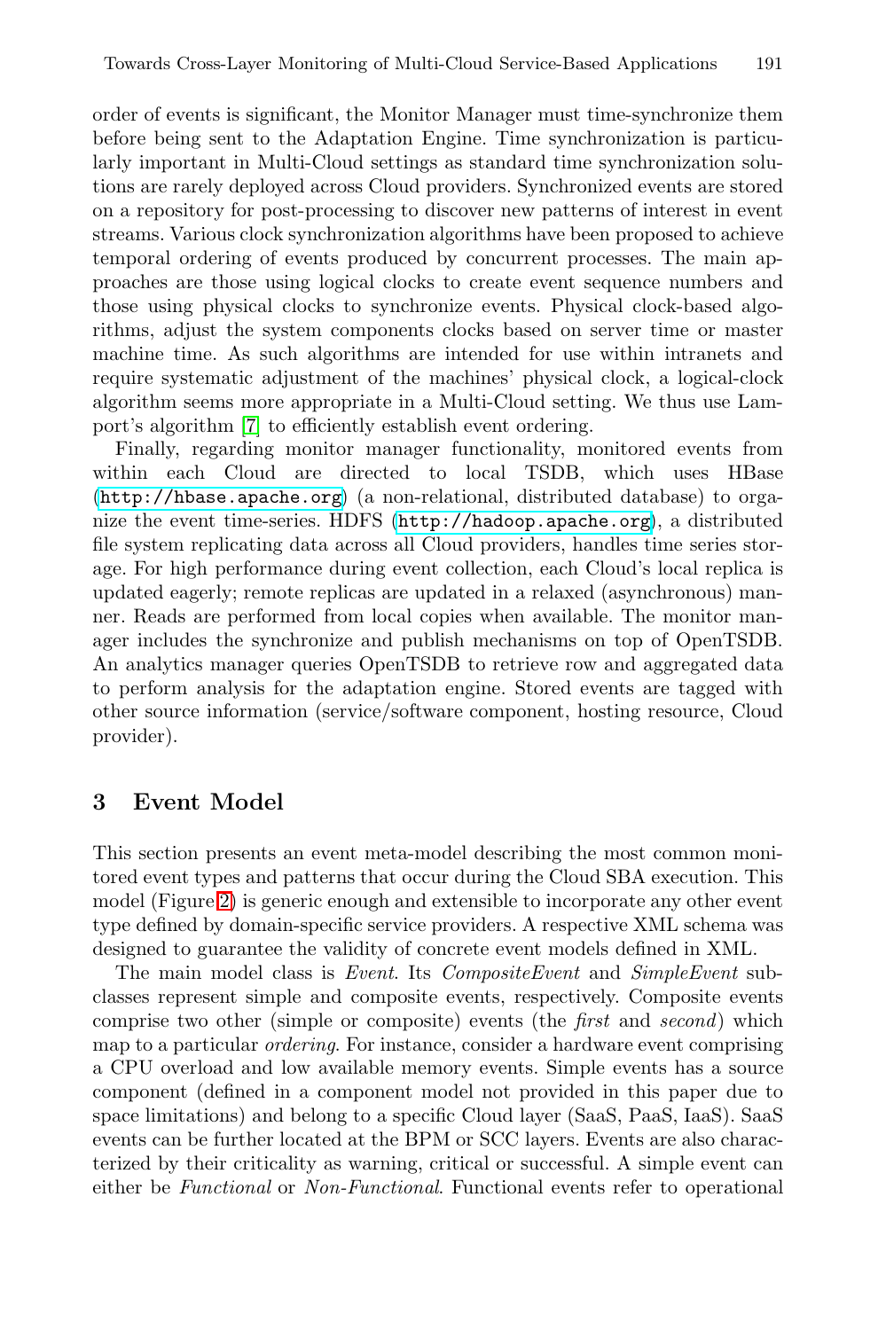order of events is significant, the Monitor Manager must time-synchronize them before being sent to the Adaptation Engine. Time synchronization is particularly important in Multi-Cloud settings as standard time synchronization solutions are rarely deployed across Cloud providers. Synchronized events are stored on a repository for post-processing to discover new patterns of interest in event streams. Various clock synchronization algorithms have been proposed to achieve temporal ordering of events produced by concurrent processes. The main approaches are those using logical clocks to create event sequence numbers and those using physical clocks to synchronize events. Physical clock-based algorithms, adjust the system components clocks based on server time or master machine time. As such algorithms are intended for use within intranets and require systematic adjustment of the machines' physical clock, a logical-clock algorithm seems more appropriate in a Multi-Cloud setting. We thus use Lamport's algorithm [7] to efficiently establish event ordering.

Finally, regarding monitor manager functionality, monitored events from within each Cloud are directed to local TSDB, which uses HBase (`http://hbase.apache.org`) (a non-relational, distributed database) to organize the event time-series. HDFS (`http://hadoop.apache.org`), a distributed file system replicating data across all Cloud providers, handles time series storage. For high performance during event collection, each Cloud's local replica is updated eagerly; remote replicas are updated in a relaxed (asynchronous) manner. Reads are performed from local copies when available. The monitor manager includes the synchronize and publish mechanisms on top of OpenTSDB. An analytics manager queries OpenTSDB to retrieve row and aggregated data to perform analysis for the adaptation engine. Stored events are tagged with other source information (service/software component, hosting resource, Cloud provider).

## 3 Event Model

This section presents an event meta-model describing the most common monitored event types and patterns that occur during the Cloud SBA execution. This model (Figure 2) is generic enough and extensible to incorporate any other event type defined by domain-specific service providers. A respective XML schema was designed to guarantee the validity of concrete event models defined in XML.

The main model class is *Event*. Its *CompositeEvent* and *SimpleEvent* subclasses represent simple and composite events, respectively. Composite events comprise two other (simple or composite) events (the *first* and *second*) which map to a particular *ordering*. For instance, consider a hardware event comprising a CPU overload and low available memory events. Simple events has a source component (defined in a component model not provided in this paper due to space limitations) and belong to a specific Cloud layer (SaaS, PaaS, IaaS). SaaS events can be further located at the BPM or SCC layers. Events are also characterized by their criticality as warning, critical or successful. A simple event can either be *Functional* or *Non-Functional*. Functional events refer to operational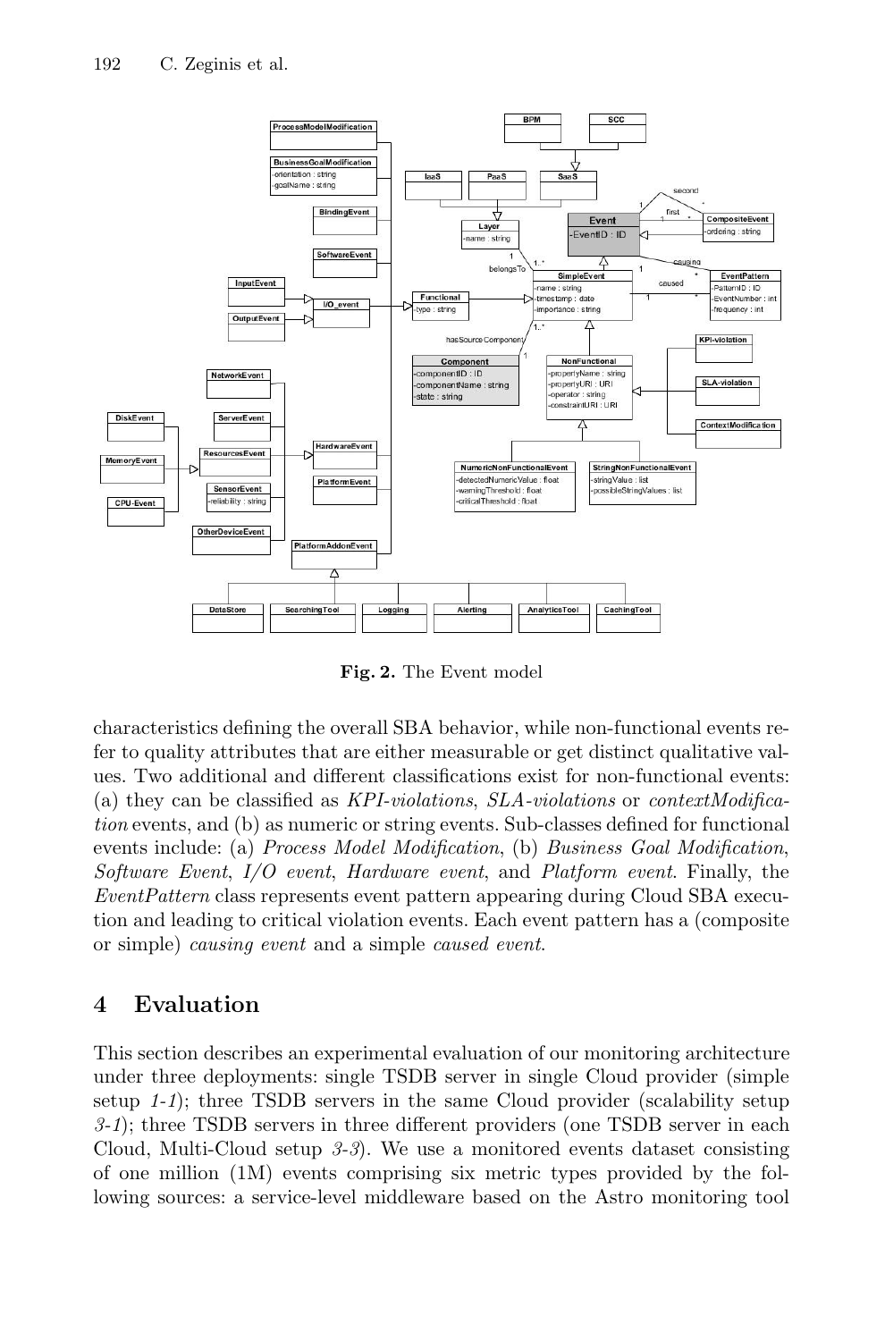**Fig. 2.** The Event model

characteristics defining the overall SBA behavior, while non-functional events refer to quality attributes that are either measurable or get distinct qualitative values. Two additional and different classifications exist for non-functional events: (a) they can be classified as *KPI-violations*, *SLA-violations* or *contextModification* events, and (b) as numeric or string events. Sub-classes defined for functional events include: (a) *Process Model Modification*, (b) *Business Goal Modification*, *Software Event*, *I/O event*, *Hardware event*, and *Platform event*. Finally, the *EventPattern* class represents event pattern appearing during Cloud SBA execution and leading to critical violation events. Each event pattern has a (composite or simple) *causing event* and a simple *caused event*.

## 4 Evaluation

This section describes an experimental evaluation of our monitoring architecture under three deployments: single TSDB server in single Cloud provider (simple setup *1-1*); three TSDB servers in the same Cloud provider (scalability setup *3-1*); three TSDB servers in three different providers (one TSDB server in each Cloud, Multi-Cloud setup *3-3*). We use a monitored events dataset consisting of one million (1M) events comprising six metric types provided by the following sources: a service-level middleware based on the Astro monitoring tool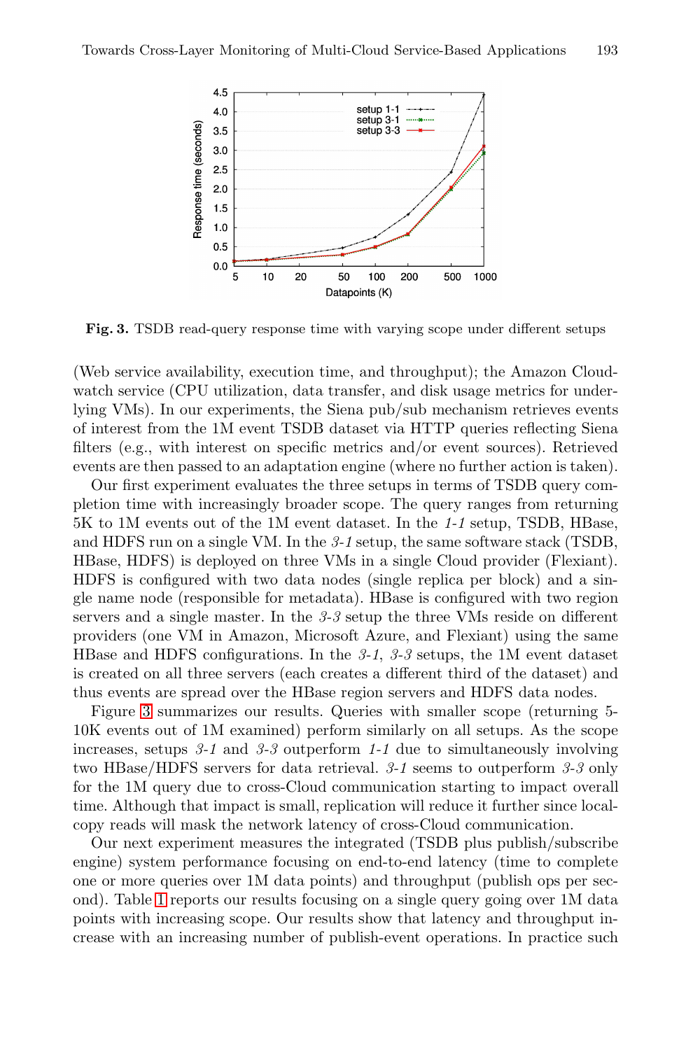**Fig. 3.** TSDB read-query response time with varying scope under different setups

(Web service availability, execution time, and throughput); the Amazon Cloudwatch service (CPU utilization, data transfer, and disk usage metrics for underlying VMs). In our experiments, the Siena pub/sub mechanism retrieves events of interest from the 1M event TSDB dataset via HTTP queries reflecting Siena filters (e.g., with interest on specific metrics and/or event sources). Retrieved events are then passed to an adaptation engine (where no further action is taken).

Our first experiment evaluates the three setups in terms of TSDB query completion time with increasingly broader scope. The query ranges from returning 5K to 1M events out of the 1M event dataset. In the *1-1* setup, TSDB, HBase, and HDFS run on a single VM. In the *3-1* setup, the same software stack (TSDB, HBase, HDFS) is deployed on three VMs in a single Cloud provider (Flexiant). HDFS is configured with two data nodes (single replica per block) and a single name node (responsible for metadata). HBase is configured with two region servers and a single master. In the *3-3* setup the three VMs reside on different providers (one VM in Amazon, Microsoft Azure, and Flexiant) using the same HBase and HDFS configurations. In the *3-1*, *3-3* setups, the 1M event dataset is created on all three servers (each creates a different third of the dataset) and thus events are spread over the HBase region servers and HDFS data nodes.

Figure 3 summarizes our results. Queries with smaller scope (returning 5-10K events out of 1M examined) perform similarly on all setups. As the scope increases, setups *3-1* and *3-3* outperform *1-1* due to simultaneously involving two HBase/HDFS servers for data retrieval. *3-1* seems to outperform *3-3* only for the 1M query due to cross-Cloud communication starting to impact overall time. Although that impact is small, replication will reduce it further since local-copy reads will mask the network latency of cross-Cloud communication.

Our next experiment measures the integrated (TSDB plus publish/subscribe engine) system performance focusing on end-to-end latency (time to complete one or more queries over 1M data points) and throughput (publish ops per second). Table 1 reports our results focusing on a single query going over 1M data points with increasing scope. Our results show that latency and throughput increase with an increasing number of publish-event operations. In practice such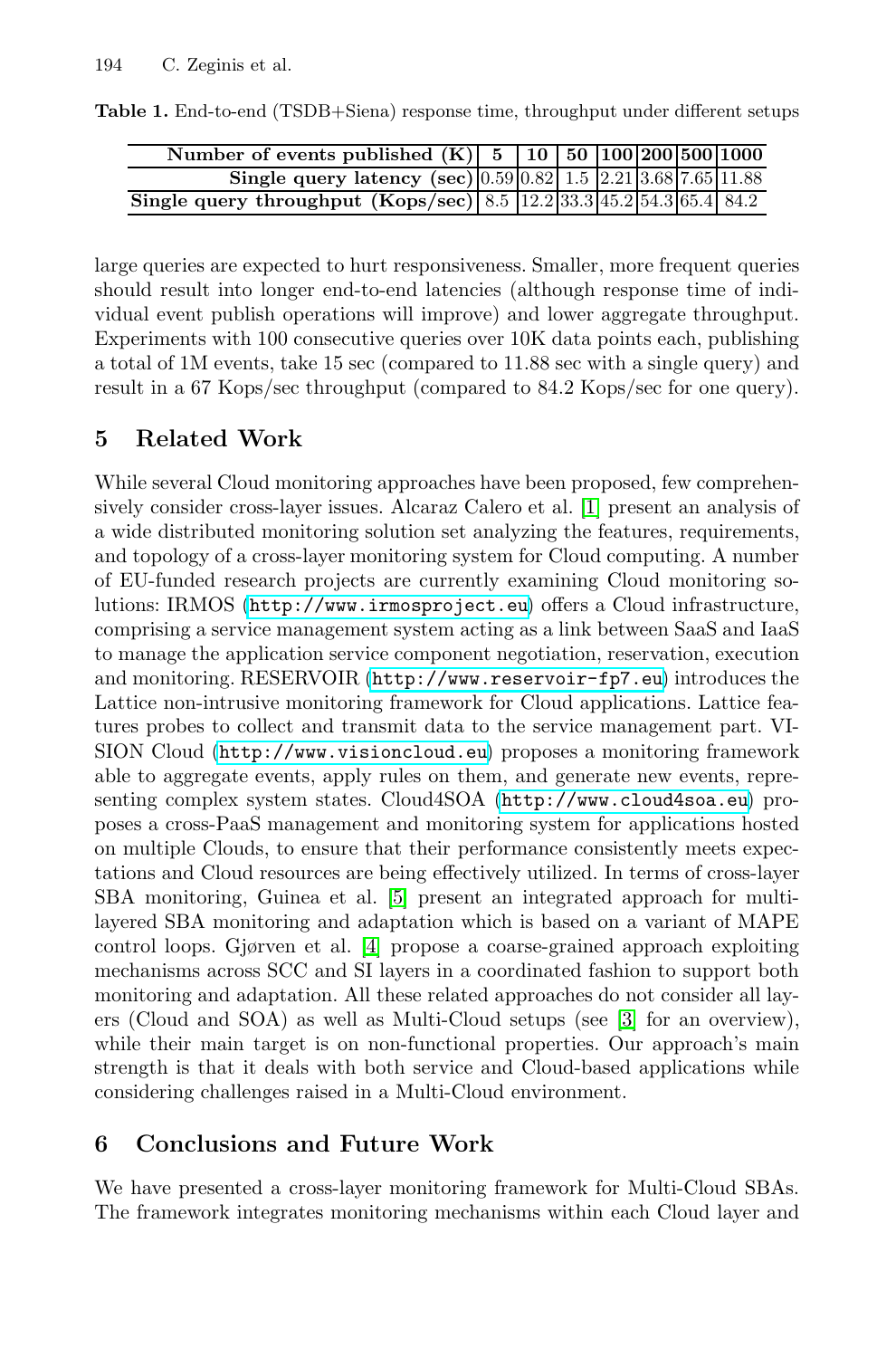**Table 1.** End-to-end (TSDB+Siena) response time, throughput under different setups

| Number of events published (K) | 5 | 10 | 50 | 100 | 200 | 500 | 1000 |
|---|---|---|---|---|---|---|---|
| Single query latency (sec) | 0.59 | 0.82 | 1.5 | 2.21 | 3.68 | 7.65 | 11.88 |
| Single query throughput (Kops/sec) | 8.5 | 12.2 | 33.3 | 45.2 | 54.3 | 65.4 | 84.2 |

large queries are expected to hurt responsiveness. Smaller, more frequent queries should result into longer end-to-end latencies (although response time of individual event publish operations will improve) and lower aggregate throughput. Experiments with 100 consecutive queries over 10K data points each, publishing a total of 1M events, take 15 sec (compared to 11.88 sec with a single query) and result in a 67 Kops/sec throughput (compared to 84.2 Kops/sec for one query).

## 5 Related Work

While several Cloud monitoring approaches have been proposed, few comprehensively consider cross-layer issues. Alcaraz Calero et al. [1] present an analysis of a wide distributed monitoring solution set analyzing the features, requirements, and topology of a cross-layer monitoring system for Cloud computing. A number of EU-funded research projects are currently examining Cloud monitoring solutions: IRMOS (`http://www.irmosproject.eu`) offers a Cloud infrastructure, comprising a service management system acting as a link between SaaS and IaaS to manage the application service component negotiation, reservation, execution and monitoring. RESERVOIR (`http://www.reservoir-fp7.eu`) introduces the Lattice non-intrusive monitoring framework for Cloud applications. Lattice features probes to collect and transmit data to the service management part. VISION Cloud (`http://www.visioncloud.eu`) proposes a monitoring framework able to aggregate events, apply rules on them, and generate new events, representing complex system states. Cloud4SOA (`http://www.cloud4soa.eu`) proposes a cross-PaaS management and monitoring system for applications hosted on multiple Clouds, to ensure that their performance consistently meets expectations and Cloud resources are being effectively utilized. In terms of cross-layer SBA monitoring, Guinea et al. [5] present an integrated approach for multi-layered SBA monitoring and adaptation which is based on a variant of MAPE control loops. Gjørven et al. [4] propose a coarse-grained approach exploiting mechanisms across SCC and SI layers in a coordinated fashion to support both monitoring and adaptation. All these related approaches do not consider all layers (Cloud and SOA) as well as Multi-Cloud setups (see [3] for an overview), while their main target is on non-functional properties. Our approach's main strength is that it deals with both service and Cloud-based applications while considering challenges raised in a Multi-Cloud environment.

## 6 Conclusions and Future Work

We have presented a cross-layer monitoring framework for Multi-Cloud SBAs. The framework integrates monitoring mechanisms within each Cloud layer and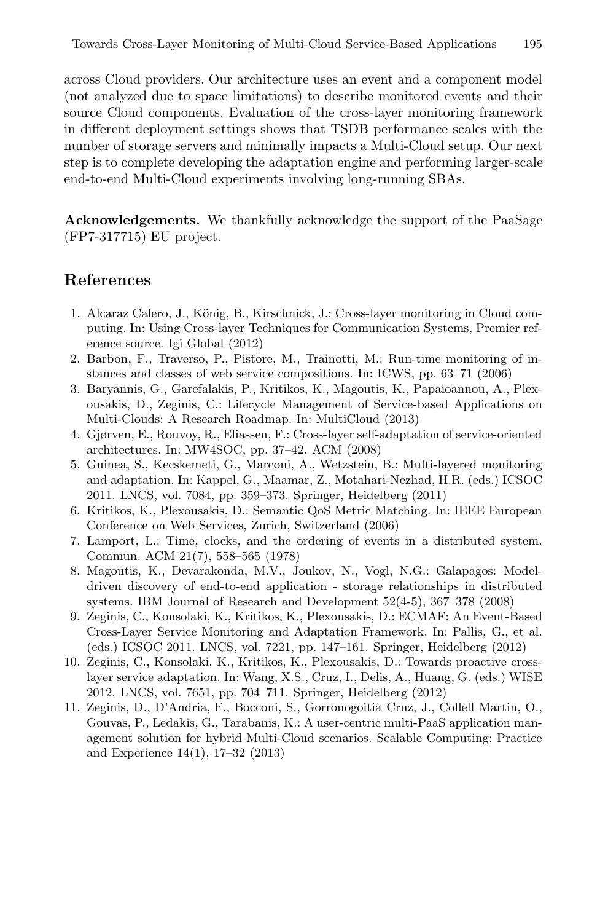across Cloud providers. Our architecture uses an event and a component model (not analyzed due to space limitations) to describe monitored events and their source Cloud components. Evaluation of the cross-layer monitoring framework in different deployment settings shows that TSDB performance scales with the number of storage servers and minimally impacts a Multi-Cloud setup. Our next step is to complete developing the adaptation engine and performing larger-scale end-to-end Multi-Cloud experiments involving long-running SBAs.

**Acknowledgements.** We thankfully acknowledge the support of the PaaSage (FP7-317715) EU project.

## References

1. Alcaraz Calero, J., König, B., Kirschnick, J.: Cross-layer monitoring in Cloud computing. In: Using Cross-layer Techniques for Communication Systems, Premier reference source. Igi Global (2012)
2. Barbon, F., Traverso, P., Pistore, M., Trainotti, M.: Run-time monitoring of instances and classes of web service compositions. In: ICWS, pp. 63–71 (2006)
3. Baryannis, G., Garefalakis, P., Kritikos, K., Magoutis, K., Papaioannou, A., Plexousakis, D., Zeginis, C.: Lifecycle Management of Service-based Applications on Multi-Clouds: A Research Roadmap. In: MultiCloud (2013)
4. Gjørven, E., Rouvoy, R., Eliassen, F.: Cross-layer self-adaptation of service-oriented architectures. In: MW4SOC, pp. 37–42. ACM (2008)
5. Guinea, S., Kecskemeti, G., Marconi, A., Wetzstein, B.: Multi-layered monitoring and adaptation. In: Kappel, G., Maamar, Z., Motahari-Nezhad, H.R. (eds.) ICSOC 2011. LNCS, vol. 7084, pp. 359–373. Springer, Heidelberg (2011)
6. Kritikos, K., Plexousakis, D.: Semantic QoS Metric Matching. In: IEEE European Conference on Web Services, Zurich, Switzerland (2006)
7. Lamport, L.: Time, clocks, and the ordering of events in a distributed system. Commun. ACM 21(7), 558–565 (1978)
8. Magoutis, K., Devarakonda, M.V., Joukov, N., Vogl, N.G.: Galapagos: Model-driven discovery of end-to-end application - storage relationships in distributed systems. IBM Journal of Research and Development 52(4-5), 367–378 (2008)
9. Zeginis, C., Konsolaki, K., Kritikos, K., Plexousakis, D.: ECMAF: An Event-Based Cross-Layer Service Monitoring and Adaptation Framework. In: Pallis, G., et al. (eds.) ICSOC 2011. LNCS, vol. 7221, pp. 147–161. Springer, Heidelberg (2012)
10. Zeginis, C., Konsolaki, K., Kritikos, K., Plexousakis, D.: Towards proactive cross-layer service adaptation. In: Wang, X.S., Cruz, I., Delis, A., Huang, G. (eds.) WISE 2012. LNCS, vol. 7651, pp. 704–711. Springer, Heidelberg (2012)
11. Zeginis, D., D'Andria, F., Bocconi, S., Gorronogoitia Cruz, J., Collell Martin, O., Gouvas, P., Ledakis, G., Tarabanis, K.: A user-centric multi-PaaS application management solution for hybrid Multi-Cloud scenarios. Scalable Computing: Practice and Experience 14(1), 17–32 (2013)